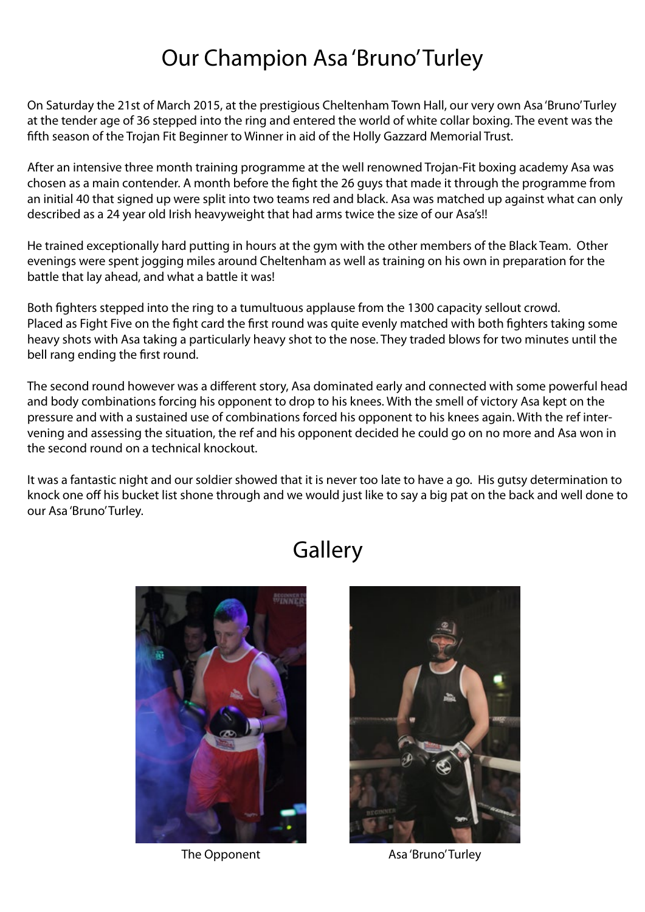# Our Champion Asa 'Bruno' Turley

On Saturday the 21st of March 2015, at the prestigious Cheltenham Town Hall, our very own Asa 'Bruno' Turley at the tender age of 36 stepped into the ring and entered the world of white collar boxing. The event was the fifth season of the Trojan Fit Beginner to Winner in aid of the Holly Gazzard Memorial Trust.

After an intensive three month training programme at the well renowned Trojan-Fit boxing academy Asa was chosen as a main contender. A month before the fight the 26 guys that made it through the programme from an initial 40 that signed up were split into two teams red and black. Asa was matched up against what can only described as a 24 year old Irish heavyweight that had arms twice the size of our Asa's!!

He trained exceptionally hard putting in hours at the gym with the other members of the Black Team. Other evenings were spent jogging miles around Cheltenham as well as training on his own in preparation for the battle that lay ahead, and what a battle it was!

Both fighters stepped into the ring to a tumultuous applause from the 1300 capacity sellout crowd. Placed as Fight Five on the fight card the first round was quite evenly matched with both fighters taking some heavy shots with Asa taking a particularly heavy shot to the nose. They traded blows for two minutes until the bell rang ending the first round.

The second round however was a different story, Asa dominated early and connected with some powerful head and body combinations forcing his opponent to drop to his knees. With the smell of victory Asa kept on the pressure and with a sustained use of combinations forced his opponent to his knees again. With the ref intervening and assessing the situation, the ref and his opponent decided he could go on no more and Asa won in the second round on a technical knockout.

It was a fantastic night and our soldier showed that it is never too late to have a go. His gutsy determination to knock one off his bucket list shone through and we would just like to say a big pat on the back and well done to our Asa 'Bruno' Turley.

## Gallery

The Opponent

Asa 'Bruno' Turley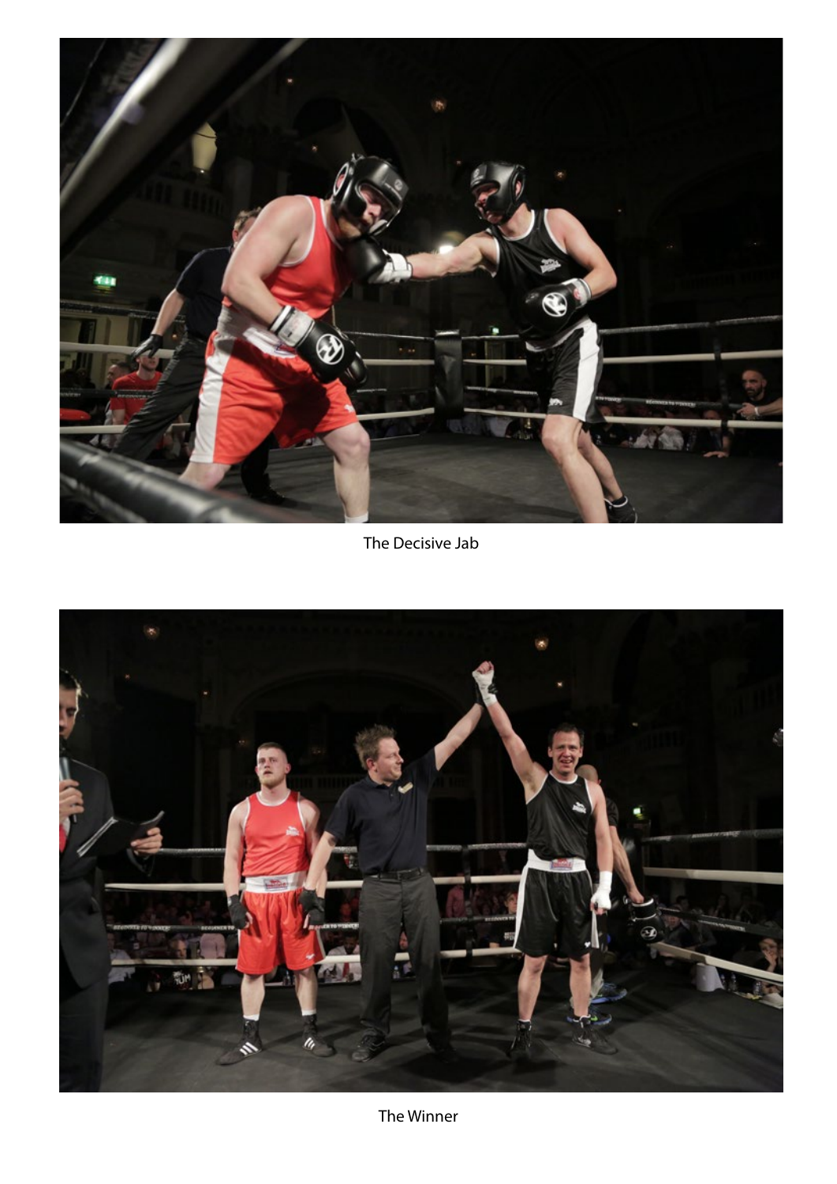The Decisive Jab

The Winner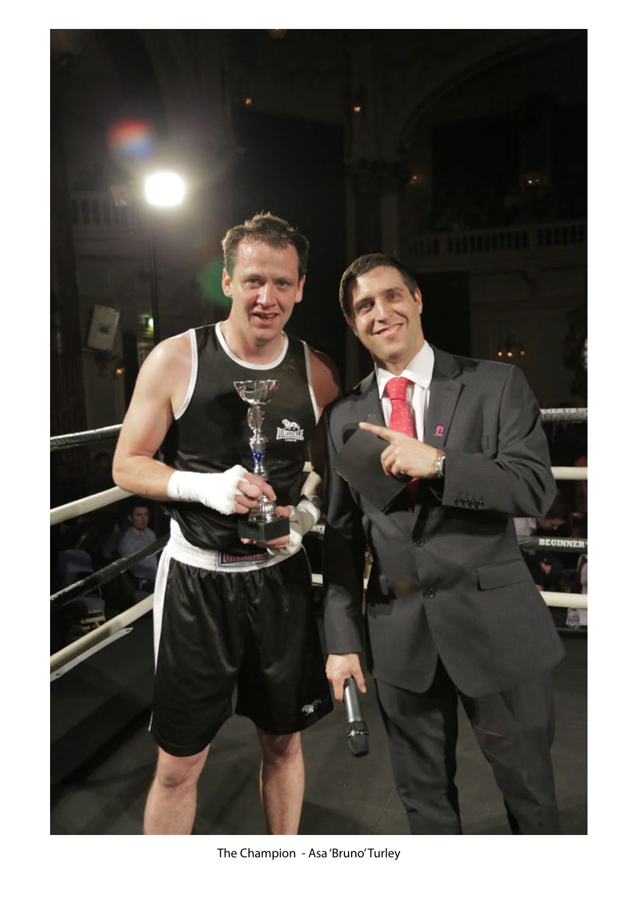The Champion - Asa 'Bruno' Turley